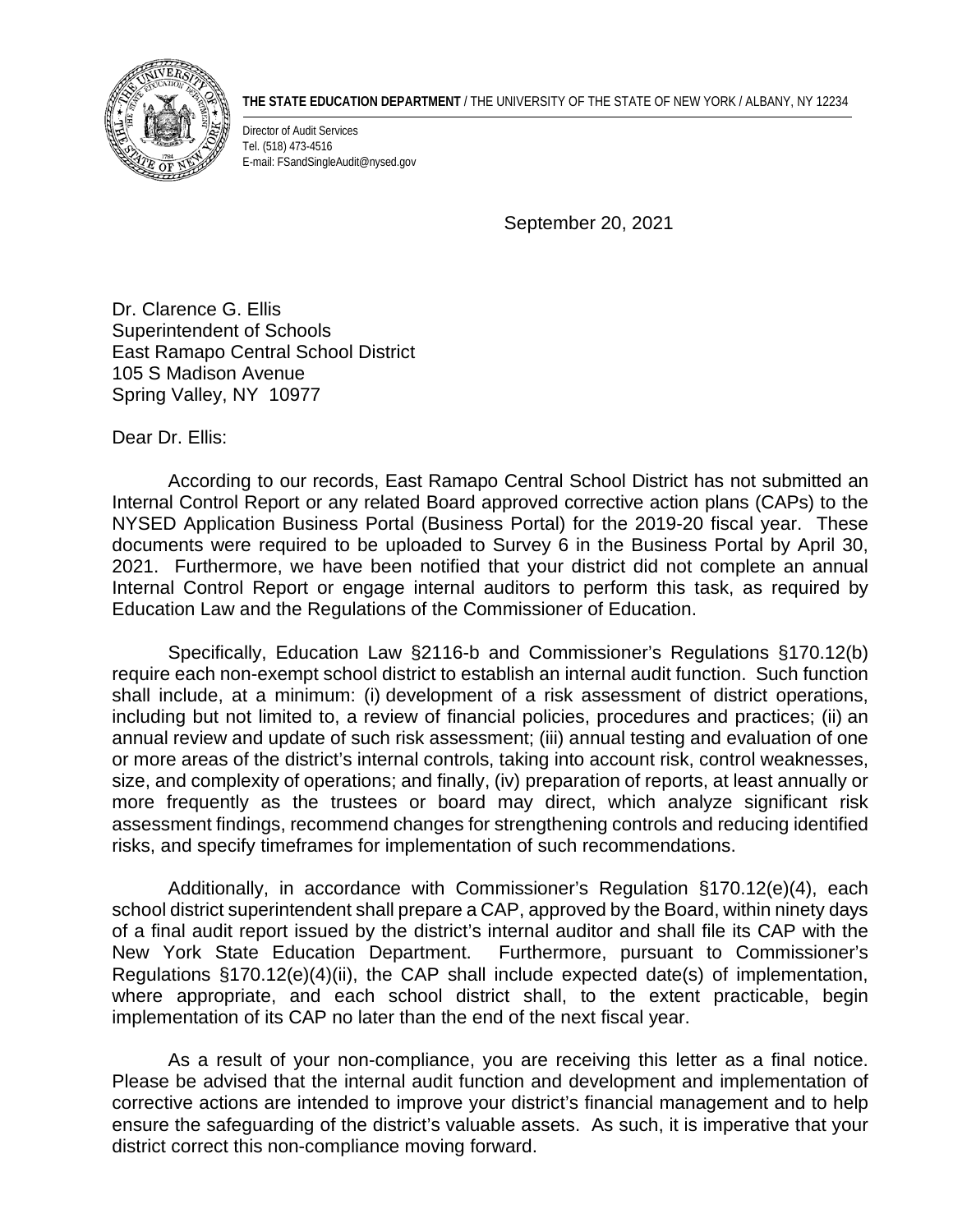**THE STATE EDUCATION DEPARTMENT** / THE UNIVERSITY OF THE STATE OF NEW YORK / ALBANY, NY 12234

Director of Audit Services
Tel. (518) 473-4516
E-mail: FSandSingleAudit@nysed.gov

September 20, 2021

Dr. Clarence G. Ellis
Superintendent of Schools
East Ramapo Central School District
105 S Madison Avenue
Spring Valley, NY 10977

Dear Dr. Ellis:

According to our records, East Ramapo Central School District has not submitted an Internal Control Report or any related Board approved corrective action plans (CAPs) to the NYSED Application Business Portal (Business Portal) for the 2019-20 fiscal year. These documents were required to be uploaded to Survey 6 in the Business Portal by April 30, 2021. Furthermore, we have been notified that your district did not complete an annual Internal Control Report or engage internal auditors to perform this task, as required by Education Law and the Regulations of the Commissioner of Education.

Specifically, Education Law §2116-b and Commissioner's Regulations §170.12(b) require each non-exempt school district to establish an internal audit function. Such function shall include, at a minimum: (i) development of a risk assessment of district operations, including but not limited to, a review of financial policies, procedures and practices; (ii) an annual review and update of such risk assessment; (iii) annual testing and evaluation of one or more areas of the district's internal controls, taking into account risk, control weaknesses, size, and complexity of operations; and finally, (iv) preparation of reports, at least annually or more frequently as the trustees or board may direct, which analyze significant risk assessment findings, recommend changes for strengthening controls and reducing identified risks, and specify timeframes for implementation of such recommendations.

Additionally, in accordance with Commissioner's Regulation §170.12(e)(4), each school district superintendent shall prepare a CAP, approved by the Board, within ninety days of a final audit report issued by the district's internal auditor and shall file its CAP with the New York State Education Department. Furthermore, pursuant to Commissioner's Regulations §170.12(e)(4)(ii), the CAP shall include expected date(s) of implementation, where appropriate, and each school district shall, to the extent practicable, begin implementation of its CAP no later than the end of the next fiscal year.

As a result of your non-compliance, you are receiving this letter as a final notice. Please be advised that the internal audit function and development and implementation of corrective actions are intended to improve your district's financial management and to help ensure the safeguarding of the district's valuable assets. As such, it is imperative that your district correct this non-compliance moving forward.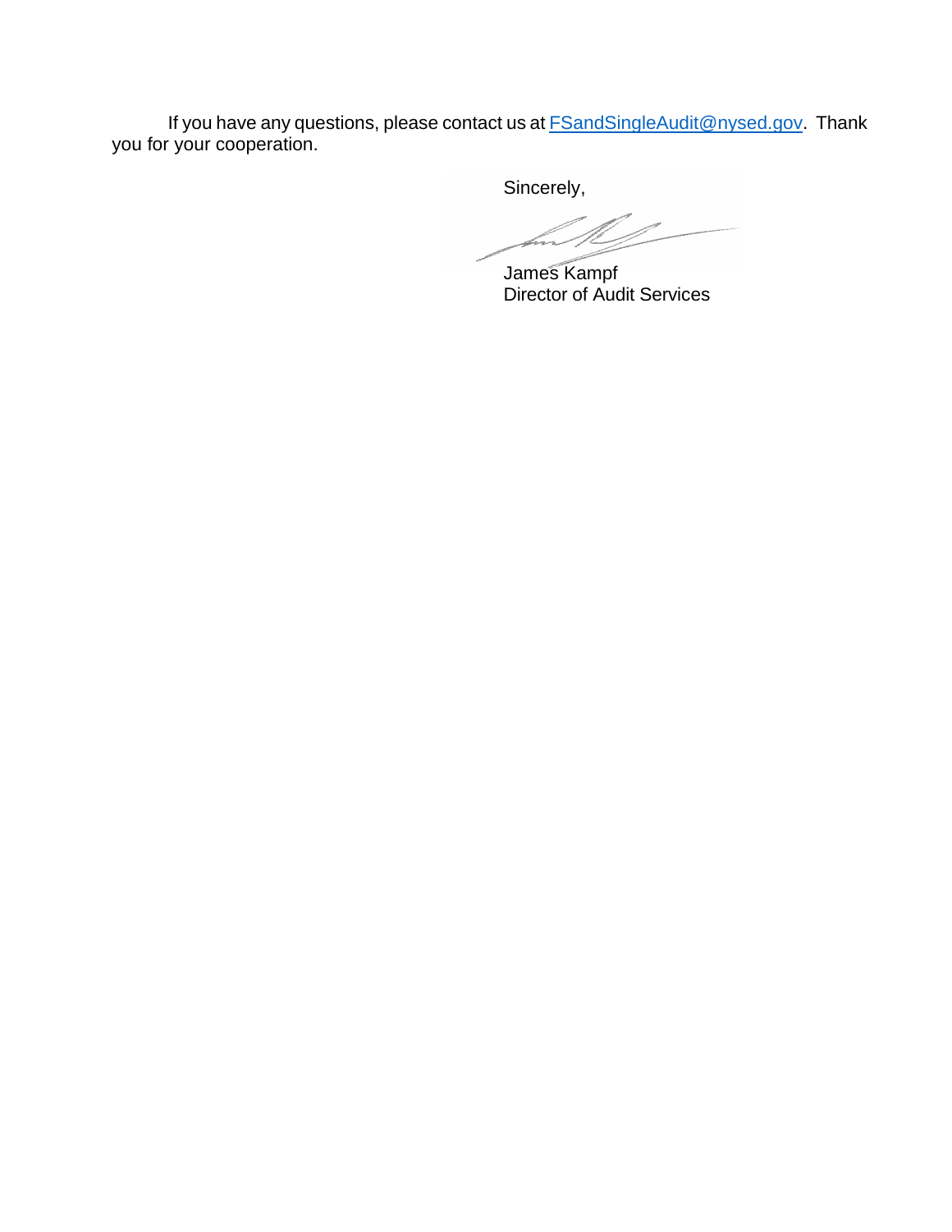If you have any questions, please contact us at [FSandSingleAudit@nysed.gov](mailto:FSandSingleAudit@nysed.gov). Thank you for your cooperation.

Sincerely,

James Kampf
Director of Audit Services